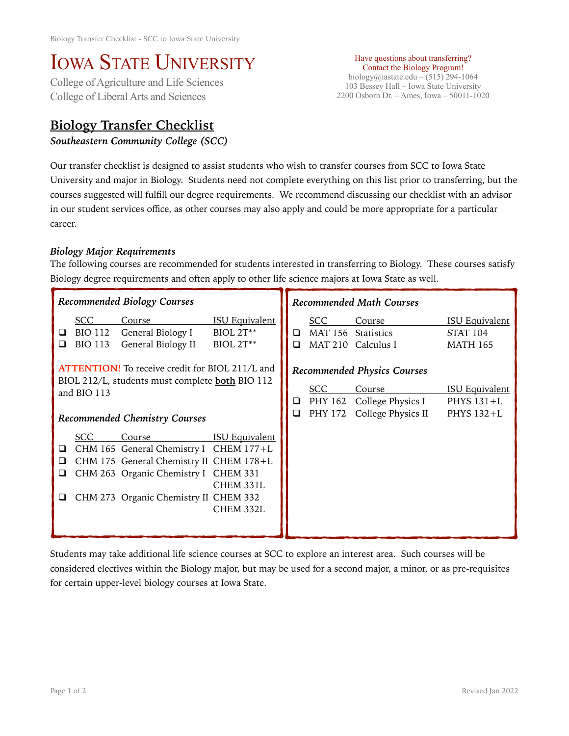# Iowa State University

College of Agriculture and Life Sciences
College of Liberal Arts and Sciences

Have questions about transferring?
Contact the Biology Program!
biology@iastate.edu – (515) 294-1064
103 Bessey Hall – Iowa State University
2200 Osborn Dr. – Ames, Iowa – 50011-1020

## Biology Transfer Checklist

***Southeastern Community College (SCC)***

Our transfer checklist is designed to assist students who wish to transfer courses from SCC to Iowa State University and major in Biology. Students need not complete everything on this list prior to transferring, but the courses suggested will fulfill our degree requirements. We recommend discussing our checklist with an advisor in our student services office, as other courses may also apply and could be more appropriate for a particular career.

### *Biology Major Requirements*

The following courses are recommended for students interested in transferring to Biology. These courses satisfy Biology degree requirements and often apply to other life science majors at Iowa State as well.

#### *Recommended Biology Courses*

| | SCC | Course | ISU Equivalent |
|---|---|---|---|
| ❑ | BIO 112 | General Biology I | BIOL 2T** |
| ❑ | BIO 113 | General Biology II | BIOL 2T** |

**ATTENTION!** To receive credit for BIOL 211/L and BIOL 212/L, students must complete **both** BIO 112 and BIO 113

#### *Recommended Chemistry Courses*

| | SCC | Course | ISU Equivalent |
|---|---|---|---|
| ❑ | CHM 165 | General Chemistry I | CHEM 177+L |
| ❑ | CHM 175 | General Chemistry II | CHEM 178+L |
| ❑ | CHM 263 | Organic Chemistry I | CHEM 331<br>CHEM 331L |
| ❑ | CHM 273 | Organic Chemistry II | CHEM 332<br>CHEM 332L |

#### *Recommended Math Courses*

| | SCC | Course | ISU Equivalent |
|---|---|---|---|
| ❑ | MAT 156 | Statistics | STAT 104 |
| ❑ | MAT 210 | Calculus I | MATH 165 |

#### *Recommended Physics Courses*

| | SCC | Course | ISU Equivalent |
|---|---|---|---|
| ❑ | PHY 162 | College Physics I | PHYS 131+L |
| ❑ | PHY 172 | College Physics II | PHYS 132+L |

Students may take additional life science courses at SCC to explore an interest area. Such courses will be considered electives within the Biology major, but may be used for a second major, a minor, or as pre-requisites for certain upper-level biology courses at Iowa State.

Revised Jan 2022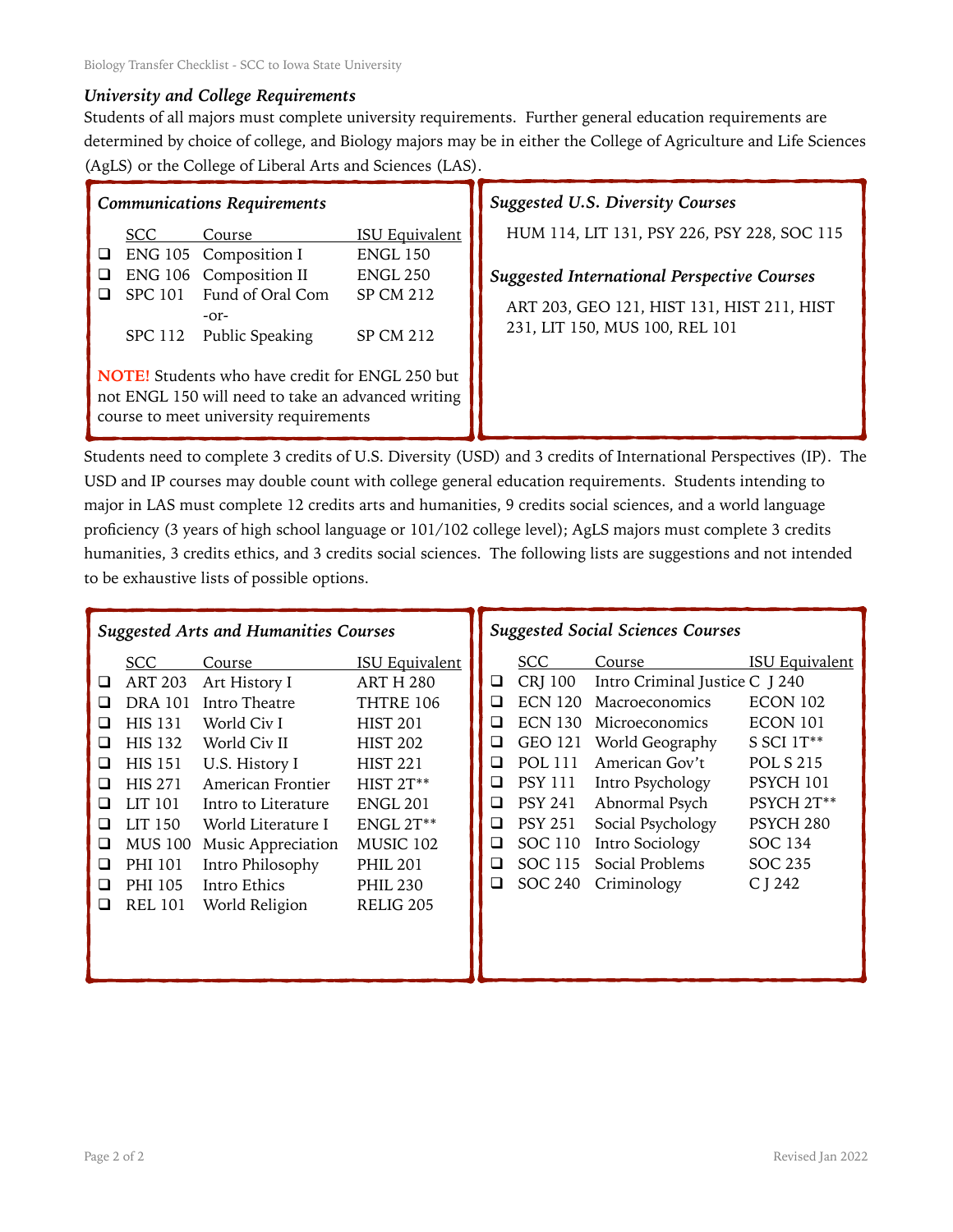### University and College Requirements

Students of all majors must complete university requirements. Further general education requirements are determined by choice of college, and Biology majors may be in either the College of Agriculture and Life Sciences (AgLS) or the College of Liberal Arts and Sciences (LAS).

#### Communications Requirements

| | SCC | Course | ISU Equivalent |
|---|---|---|---|
| ❑ | ENG 105 | Composition I | ENGL 150 |
| ❑ | ENG 106 | Composition II | ENGL 250 |
| ❑ | SPC 101 | Fund of Oral Com | SP CM 212 |
| | | -or- | |
| | SPC 112 | Public Speaking | SP CM 212 |

**NOTE!** Students who have credit for ENGL 250 but not ENGL 150 will need to take an advanced writing course to meet university requirements

#### Suggested U.S. Diversity Courses

HUM 114, LIT 131, PSY 226, PSY 228, SOC 115

#### Suggested International Perspective Courses

ART 203, GEO 121, HIST 131, HIST 211, HIST 231, LIT 150, MUS 100, REL 101

Students need to complete 3 credits of U.S. Diversity (USD) and 3 credits of International Perspectives (IP). The USD and IP courses may double count with college general education requirements. Students intending to major in LAS must complete 12 credits arts and humanities, 9 credits social sciences, and a world language proficiency (3 years of high school language or 101/102 college level); AgLS majors must complete 3 credits humanities, 3 credits ethics, and 3 credits social sciences. The following lists are suggestions and not intended to be exhaustive lists of possible options.

#### Suggested Arts and Humanities Courses

| | SCC | Course | ISU Equivalent |
|---|---|---|---|
| ❑ | ART 203 | Art History I | ART H 280 |
| ❑ | DRA 101 | Intro Theatre | THTRE 106 |
| ❑ | HIS 131 | World Civ I | HIST 201 |
| ❑ | HIS 132 | World Civ II | HIST 202 |
| ❑ | HIS 151 | U.S. History I | HIST 221 |
| ❑ | HIS 271 | American Frontier | HIST 2T** |
| ❑ | LIT 101 | Intro to Literature | ENGL 201 |
| ❑ | LIT 150 | World Literature I | ENGL 2T** |
| ❑ | MUS 100 | Music Appreciation | MUSIC 102 |
| ❑ | PHI 101 | Intro Philosophy | PHIL 201 |
| ❑ | PHI 105 | Intro Ethics | PHIL 230 |
| ❑ | REL 101 | World Religion | RELIG 205 |

#### Suggested Social Sciences Courses

| | SCC | Course | ISU Equivalent |
|---|---|---|---|
| ❑ | CRJ 100 | Intro Criminal Justice | C J 240 |
| ❑ | ECN 120 | Macroeconomics | ECON 102 |
| ❑ | ECN 130 | Microeconomics | ECON 101 |
| ❑ | GEO 121 | World Geography | S SCI 1T** |
| ❑ | POL 111 | American Gov't | POL S 215 |
| ❑ | PSY 111 | Intro Psychology | PSYCH 101 |
| ❑ | PSY 241 | Abnormal Psych | PSYCH 2T** |
| ❑ | PSY 251 | Social Psychology | PSYCH 280 |
| ❑ | SOC 110 | Intro Sociology | SOC 134 |
| ❑ | SOC 115 | Social Problems | SOC 235 |
| ❑ | SOC 240 | Criminology | C J 242 |